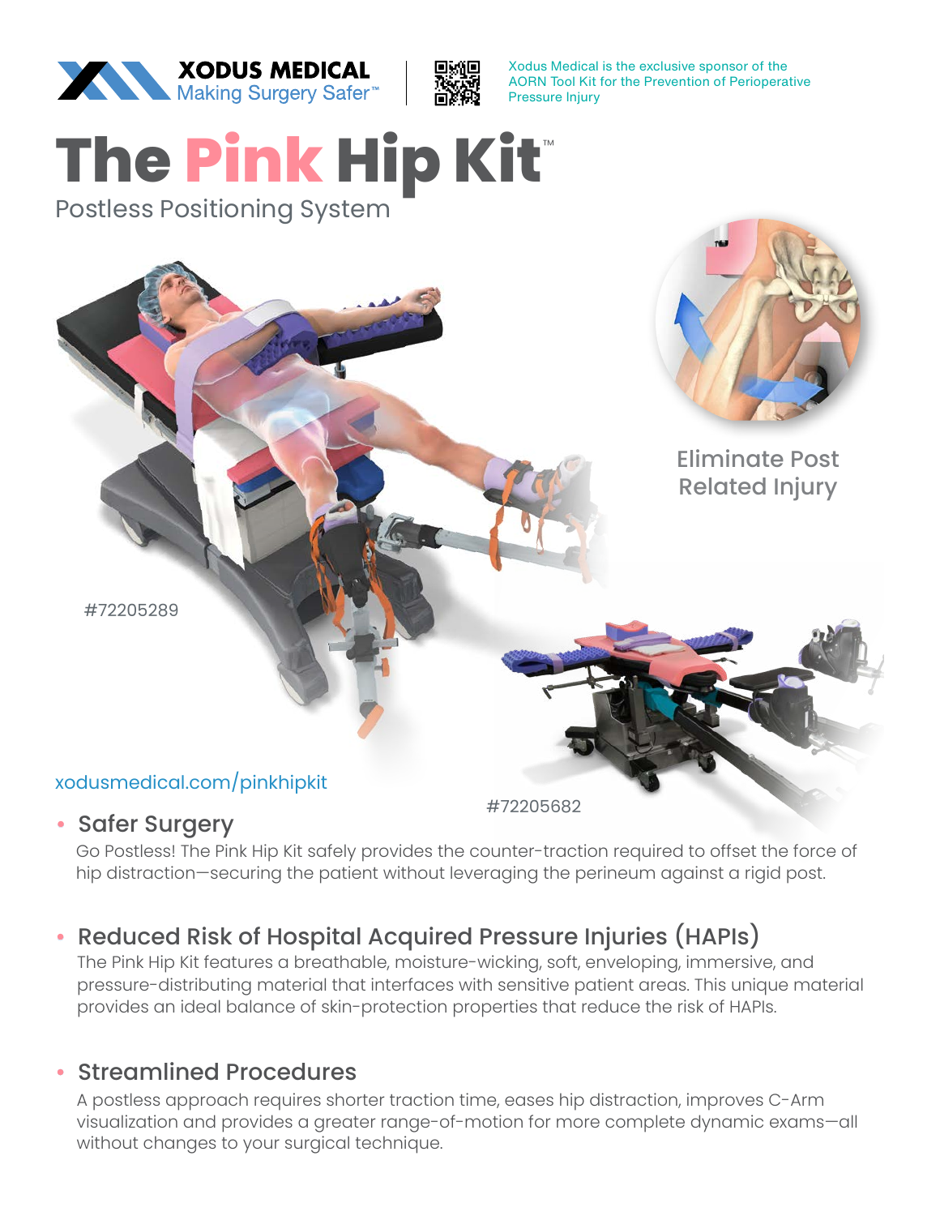XODUS MEDICAL
Making Surgery Safer™

Xodus Medical is the exclusive sponsor of the AORN Tool Kit for the Prevention of Perioperative Pressure Injury

# The Pink Hip Kit™

## Postless Positioning System

Eliminate Post Related Injury

#72205289

#72205682

xodusmedical.com/pinkhipkit

- **Safer Surgery**

  Go Postless! The Pink Hip Kit safely provides the counter-traction required to offset the force of hip distraction—securing the patient without leveraging the perineum against a rigid post.

- **Reduced Risk of Hospital Acquired Pressure Injuries (HAPIs)**

  The Pink Hip Kit features a breathable, moisture-wicking, soft, enveloping, immersive, and pressure-distributing material that interfaces with sensitive patient areas. This unique material provides an ideal balance of skin-protection properties that reduce the risk of HAPIs.

- **Streamlined Procedures**

  A postless approach requires shorter traction time, eases hip distraction, improves C-Arm visualization and provides a greater range-of-motion for more complete dynamic exams—all without changes to your surgical technique.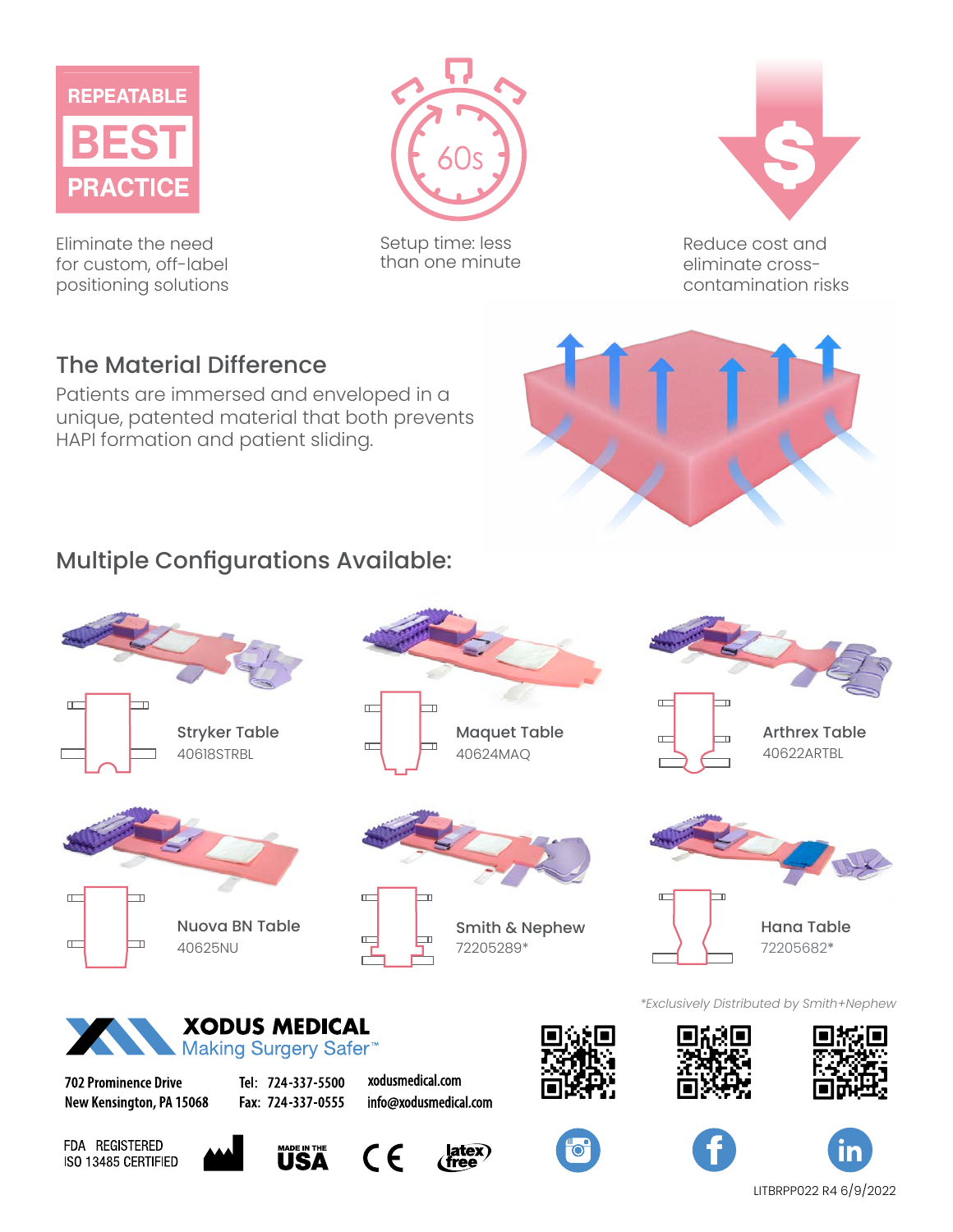REPEATABLE
**BEST**
PRACTICE

Eliminate the need for custom, off-label positioning solutions

60s

Setup time: less than one minute

Reduce cost and eliminate cross-contamination risks

## The Material Difference

Patients are immersed and enveloped in a unique, patented material that both prevents HAPI formation and patient sliding.

## Multiple Configurations Available:

**Stryker Table**
40618STRBL

**Maquet Table**
40624MAQ

**Arthrex Table**
40622ARTBL

**Nuova BN Table**
40625NU

**Smith & Nephew**
72205289*

**Hana Table**
72205682*

*\*Exclusively Distributed by Smith+Nephew*

**XODUS MEDICAL**
Making Surgery Safer™

702 Prominence Drive
New Kensington, PA 15068

Tel: 724-337-5500
Fax: 724-337-0555

xodusmedical.com
info@xodusmedical.com

FDA REGISTERED
ISO 13485 CERTIFIED

MADE IN THE USA

CE

latex free

LITBRPP022 R4 6/9/2022